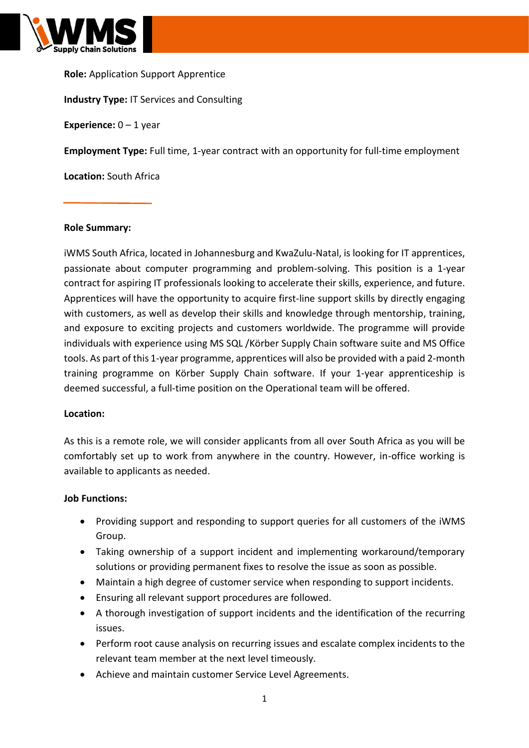**Role:** Application Support Apprentice

**Industry Type:** IT Services and Consulting

**Experience:** 0 – 1 year

**Employment Type:** Full time, 1-year contract with an opportunity for full-time employment

**Location:** South Africa

---

**Role Summary:**

iWMS South Africa, located in Johannesburg and KwaZulu-Natal, is looking for IT apprentices, passionate about computer programming and problem-solving. This position is a 1-year contract for aspiring IT professionals looking to accelerate their skills, experience, and future. Apprentices will have the opportunity to acquire first-line support skills by directly engaging with customers, as well as develop their skills and knowledge through mentorship, training, and exposure to exciting projects and customers worldwide. The programme will provide individuals with experience using MS SQL /Körber Supply Chain software suite and MS Office tools. As part of this 1-year programme, apprentices will also be provided with a paid 2-month training programme on Körber Supply Chain software. If your 1-year apprenticeship is deemed successful, a full-time position on the Operational team will be offered.

**Location:**

As this is a remote role, we will consider applicants from all over South Africa as you will be comfortably set up to work from anywhere in the country. However, in-office working is available to applicants as needed.

**Job Functions:**

- Providing support and responding to support queries for all customers of the iWMS Group.
- Taking ownership of a support incident and implementing workaround/temporary solutions or providing permanent fixes to resolve the issue as soon as possible.
- Maintain a high degree of customer service when responding to support incidents.
- Ensuring all relevant support procedures are followed.
- A thorough investigation of support incidents and the identification of the recurring issues.
- Perform root cause analysis on recurring issues and escalate complex incidents to the relevant team member at the next level timeously.
- Achieve and maintain customer Service Level Agreements.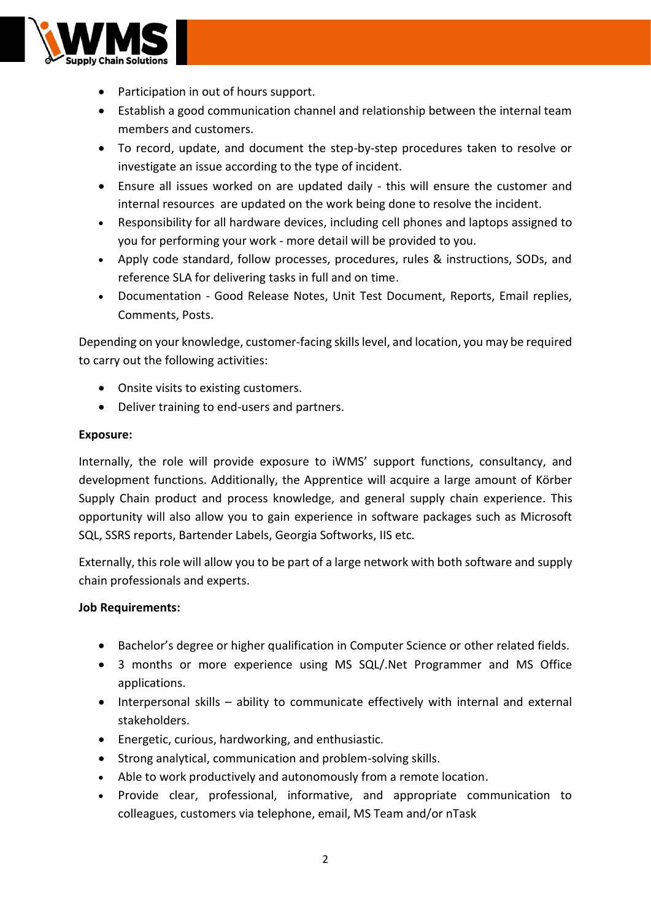- Participation in out of hours support.
- Establish a good communication channel and relationship between the internal team members and customers.
- To record, update, and document the step-by-step procedures taken to resolve or investigate an issue according to the type of incident.
- Ensure all issues worked on are updated daily - this will ensure the customer and internal resources are updated on the work being done to resolve the incident.
- Responsibility for all hardware devices, including cell phones and laptops assigned to you for performing your work - more detail will be provided to you.
- Apply code standard, follow processes, procedures, rules & instructions, SODs, and reference SLA for delivering tasks in full and on time.
- Documentation - Good Release Notes, Unit Test Document, Reports, Email replies, Comments, Posts.

Depending on your knowledge, customer-facing skills level, and location, you may be required to carry out the following activities:

- Onsite visits to existing customers.
- Deliver training to end-users and partners.

**Exposure:**

Internally, the role will provide exposure to iWMS' support functions, consultancy, and development functions. Additionally, the Apprentice will acquire a large amount of Körber Supply Chain product and process knowledge, and general supply chain experience. This opportunity will also allow you to gain experience in software packages such as Microsoft SQL, SSRS reports, Bartender Labels, Georgia Softworks, IIS etc.

Externally, this role will allow you to be part of a large network with both software and supply chain professionals and experts.

**Job Requirements:**

- Bachelor's degree or higher qualification in Computer Science or other related fields.
- 3 months or more experience using MS SQL/.Net Programmer and MS Office applications.
- Interpersonal skills – ability to communicate effectively with internal and external stakeholders.
- Energetic, curious, hardworking, and enthusiastic.
- Strong analytical, communication and problem-solving skills.
- Able to work productively and autonomously from a remote location.
- Provide clear, professional, informative, and appropriate communication to colleagues, customers via telephone, email, MS Team and/or nTask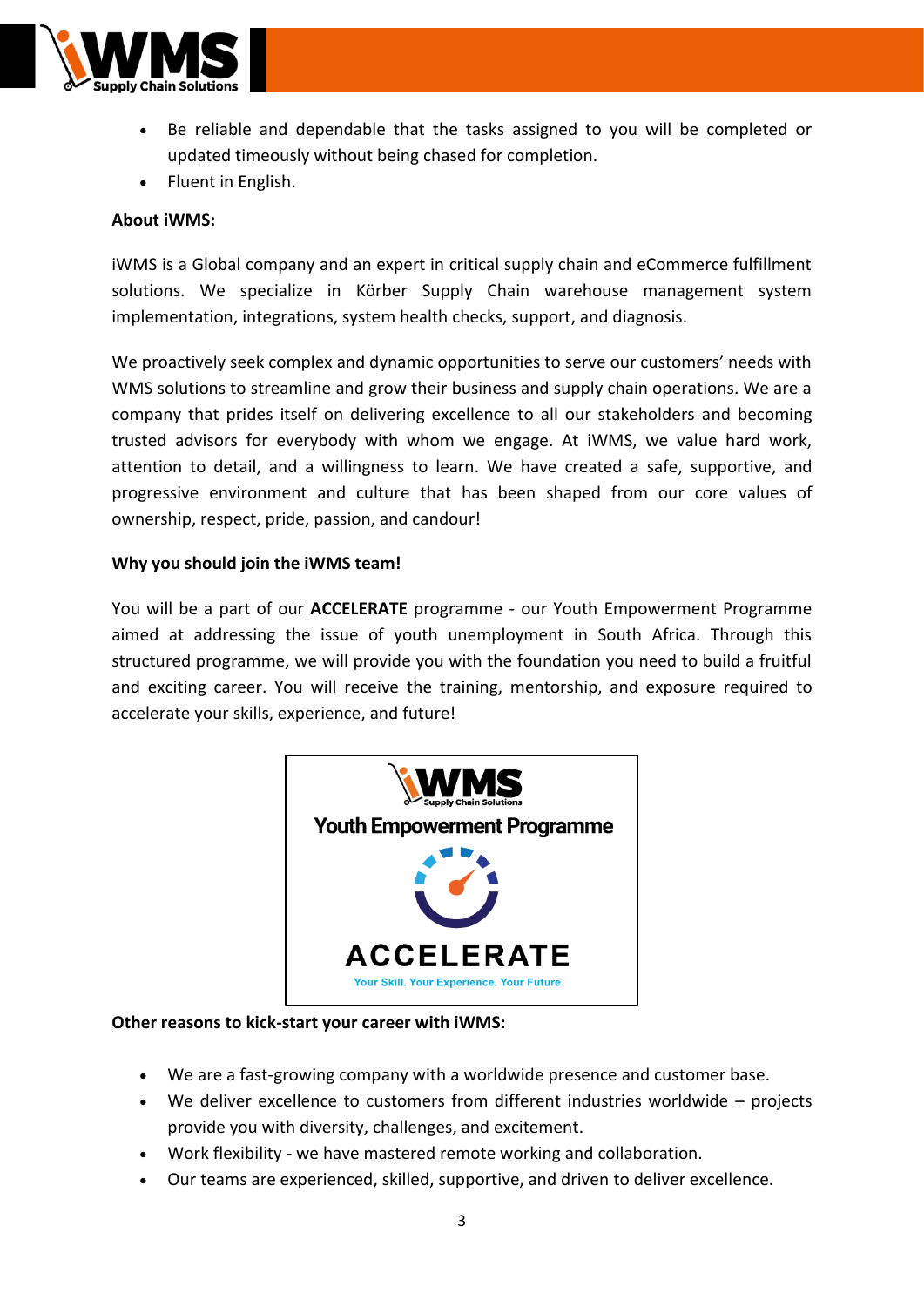- Be reliable and dependable that the tasks assigned to you will be completed or updated timeously without being chased for completion.
- Fluent in English.

**About iWMS:**

iWMS is a Global company and an expert in critical supply chain and eCommerce fulfillment solutions. We specialize in Körber Supply Chain warehouse management system implementation, integrations, system health checks, support, and diagnosis.

We proactively seek complex and dynamic opportunities to serve our customers' needs with WMS solutions to streamline and grow their business and supply chain operations. We are a company that prides itself on delivering excellence to all our stakeholders and becoming trusted advisors for everybody with whom we engage. At iWMS, we value hard work, attention to detail, and a willingness to learn. We have created a safe, supportive, and progressive environment and culture that has been shaped from our core values of ownership, respect, pride, passion, and candour!

**Why you should join the iWMS team!**

You will be a part of our **ACCELERATE** programme - our Youth Empowerment Programme aimed at addressing the issue of youth unemployment in South Africa. Through this structured programme, we will provide you with the foundation you need to build a fruitful and exciting career. You will receive the training, mentorship, and exposure required to accelerate your skills, experience, and future!

**Other reasons to kick-start your career with iWMS:**

- We are a fast-growing company with a worldwide presence and customer base.
- We deliver excellence to customers from different industries worldwide – projects provide you with diversity, challenges, and excitement.
- Work flexibility - we have mastered remote working and collaboration.
- Our teams are experienced, skilled, supportive, and driven to deliver excellence.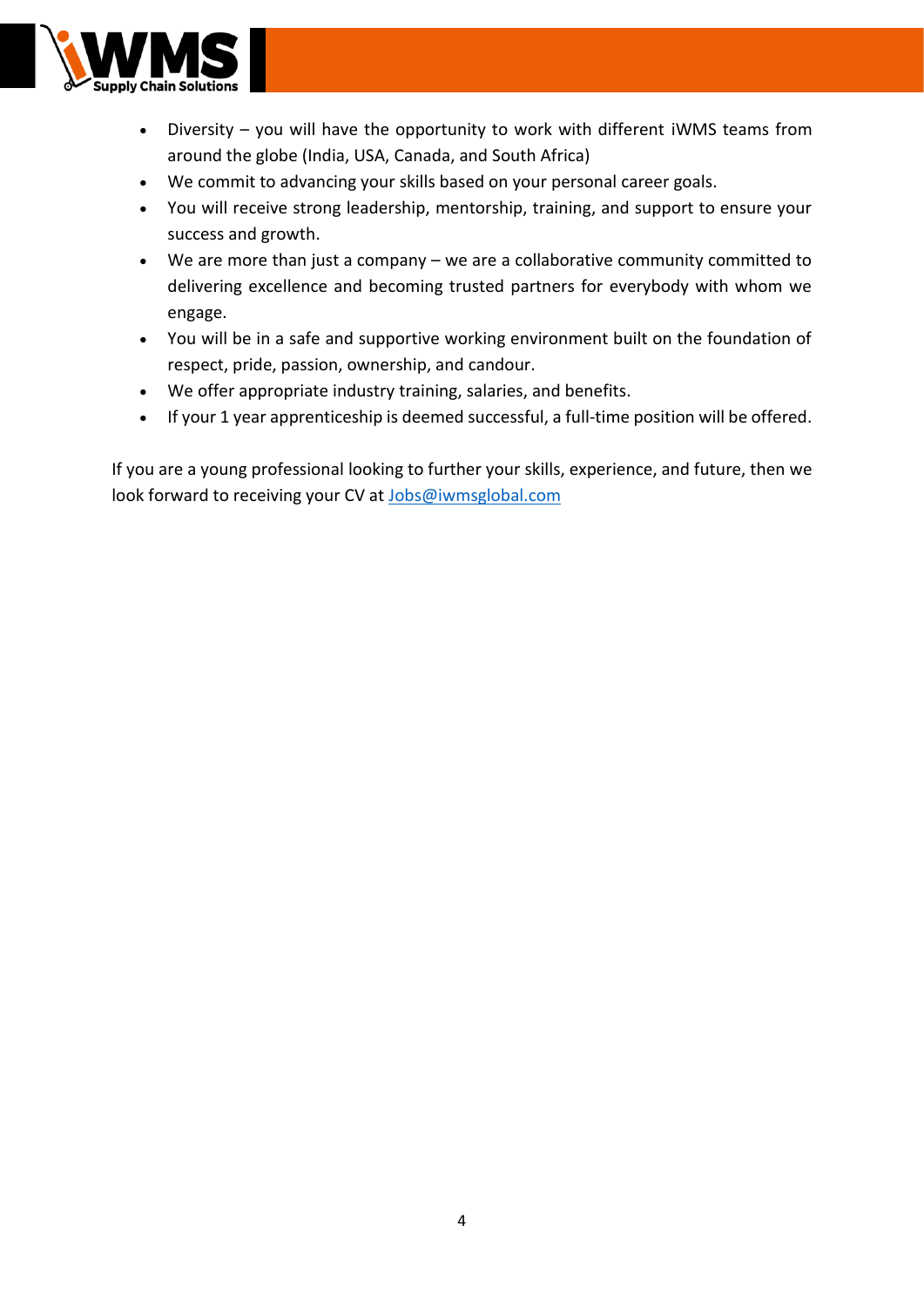- Diversity – you will have the opportunity to work with different iWMS teams from around the globe (India, USA, Canada, and South Africa)
- We commit to advancing your skills based on your personal career goals.
- You will receive strong leadership, mentorship, training, and support to ensure your success and growth.
- We are more than just a company – we are a collaborative community committed to delivering excellence and becoming trusted partners for everybody with whom we engage.
- You will be in a safe and supportive working environment built on the foundation of respect, pride, passion, ownership, and candour.
- We offer appropriate industry training, salaries, and benefits.
- If your 1 year apprenticeship is deemed successful, a full-time position will be offered.

If you are a young professional looking to further your skills, experience, and future, then we look forward to receiving your CV at Jobs@iwmsglobal.com